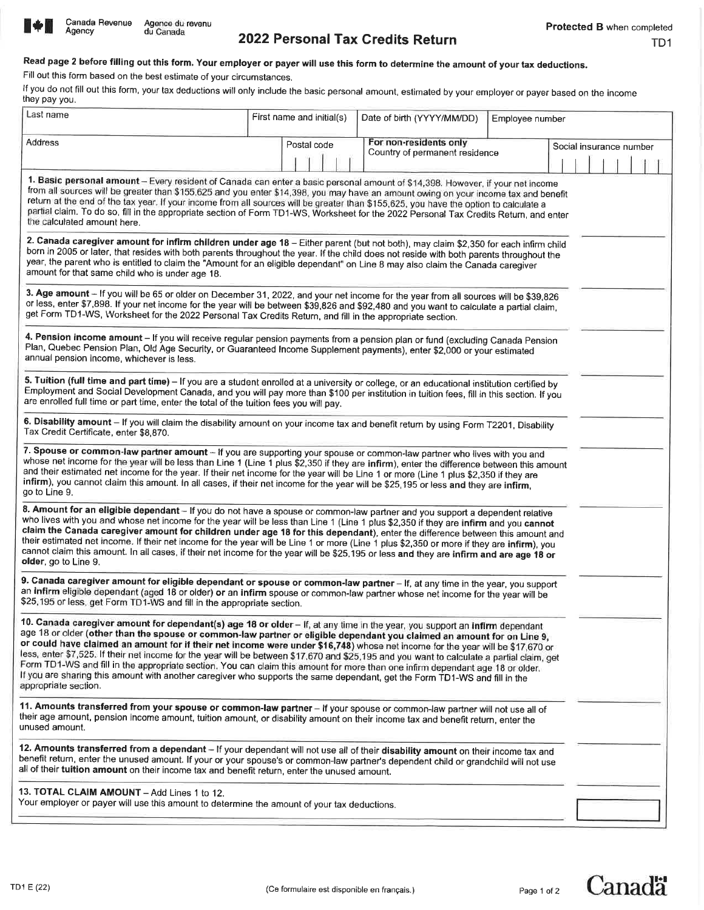Canada Revenue Agency / Agence du revenu du Canada

# 2022 Personal Tax Credits Return

**Protected B** when completed

TD1

**Read page 2 before filling out this form. Your employer or payer will use this form to determine the amount of your tax deductions.**

Fill out this form based on the best estimate of your circumstances.

If you do not fill out this form, your tax deductions will only include the basic personal amount, estimated by your employer or payer based on the income they pay you.

| Last name | First name and initial(s) | Date of birth (YYYY/MM/DD) | Employee number |
|---|---|---|---|
| | | | |

| Address | Postal code | **For non-residents only** Country of permanent residence | Social insurance number |
|---|---|---|---|
| | | | |

| | |
|---|---|
| **1. Basic personal amount** – Every resident of Canada can enter a basic personal amount of $14,398. However, if your net income from all sources will be greater than $155,625 and you enter $14,398, you may have an amount owing on your income tax and benefit return at the end of the tax year. If your income from all sources will be greater than $155,625, you have the option to calculate a partial claim. To do so, fill in the appropriate section of Form TD1-WS, Worksheet for the 2022 Personal Tax Credits Return, and enter the calculated amount here. | |
| **2. Canada caregiver amount for infirm children under age 18** – Either parent (but not both), may claim $2,350 for each infirm child born in 2005 or later, that resides with both parents throughout the year. If the child does not reside with both parents throughout the year, the parent who is entitled to claim the "Amount for an eligible dependant" on Line 8 may also claim the Canada caregiver amount for that same child who is under age 18. | |
| **3. Age amount** – If you will be 65 or older on December 31, 2022, and your net income for the year from all sources will be $39,826 or less, enter $7,898. If your net income for the year will be between $39,826 and $92,480 and you want to calculate a partial claim, get Form TD1-WS, Worksheet for the 2022 Personal Tax Credits Return, and fill in the appropriate section. | |
| **4. Pension income amount** – If you will receive regular pension payments from a pension plan or fund (excluding Canada Pension Plan, Quebec Pension Plan, Old Age Security, or Guaranteed Income Supplement payments), enter $2,000 or your estimated annual pension income, whichever is less. | |
| **5. Tuition (full time and part time)** – If you are a student enrolled at a university or college, or an educational institution certified by Employment and Social Development Canada, and you will pay more than $100 per institution in tuition fees, fill in this section. If you are enrolled full time or part time, enter the total of the tuition fees you will pay. | |
| **6. Disability amount** – If you will claim the disability amount on your income tax and benefit return by using Form T2201, Disability Tax Credit Certificate, enter $8,870. | |
| **7. Spouse or common-law partner amount** – If you are supporting your spouse or common-law partner who lives with you and whose net income for the year will be less than Line 1 (Line 1 plus $2,350 if they are **infirm**), enter the difference between this amount and their estimated net income for the year. If their net income for the year will be Line 1 or more (Line 1 plus $2,350 if they are **infirm**), you cannot claim this amount. In all cases, if their net income for the year will be $25,195 or less **and** they are **infirm**, go to Line 9. | |
| **8. Amount for an eligible dependant** – If you do not have a spouse or common-law partner and you support a dependent relative who lives with you and whose net income for the year will be less than Line 1 (Line 1 plus $2,350 if they are **infirm** and you **cannot claim the Canada caregiver amount for children under age 18 for this dependant**), enter the difference between this amount and their estimated net income. If their net income for the year will be Line 1 or more (Line 1 plus $2,350 or more if they are **infirm**), you cannot claim this amount. In all cases, if their net income for the year will be $25,195 or less **and** they are **infirm and are age 18 or older**, go to Line 9. | |
| **9. Canada caregiver amount for eligible dependant or spouse or common-law partner** – If, at any time in the year, you support an **infirm** eligible dependant (aged 18 or older) **or** an **infirm** spouse or common-law partner whose net income for the year will be $25,195 or less, get Form TD1-WS and fill in the appropriate section. | |
| **10. Canada caregiver amount for dependant(s) age 18 or older** – If, at any time in the year, you support an **infirm** dependant age 18 or older (**other than the spouse or common-law partner or eligible dependant you claimed an amount for on Line 9, or could have claimed an amount for if their net income were under $16,748**) whose net income for the year will be $17,670 or less, enter $7,525. If their net income for the year will be between $17,670 and $25,195 and you want to calculate a partial claim, get Form TD1-WS and fill in the appropriate section. You can claim this amount for more than one infirm dependant age 18 or older. If you are sharing this amount with another caregiver who supports the same dependant, get the Form TD1-WS and fill in the appropriate section. | |
| **11. Amounts transferred from your spouse or common-law partner** – If your spouse or common-law partner will not use all of their age amount, pension income amount, tuition amount, or disability amount on their income tax and benefit return, enter the unused amount. | |
| **12. Amounts transferred from a dependant** – If your dependant will not use all of their **disability amount** on their income tax and benefit return, enter the unused amount. If your or your spouse's or common-law partner's dependent child or grandchild will not use all of their **tuition amount** on their income tax and benefit return, enter the unused amount. | |
| **13. TOTAL CLAIM AMOUNT** – Add Lines 1 to 12. Your employer or payer will use this amount to determine the amount of your tax deductions. | |

TD1 E (22)

(Ce formulaire est disponible en français.)

Canada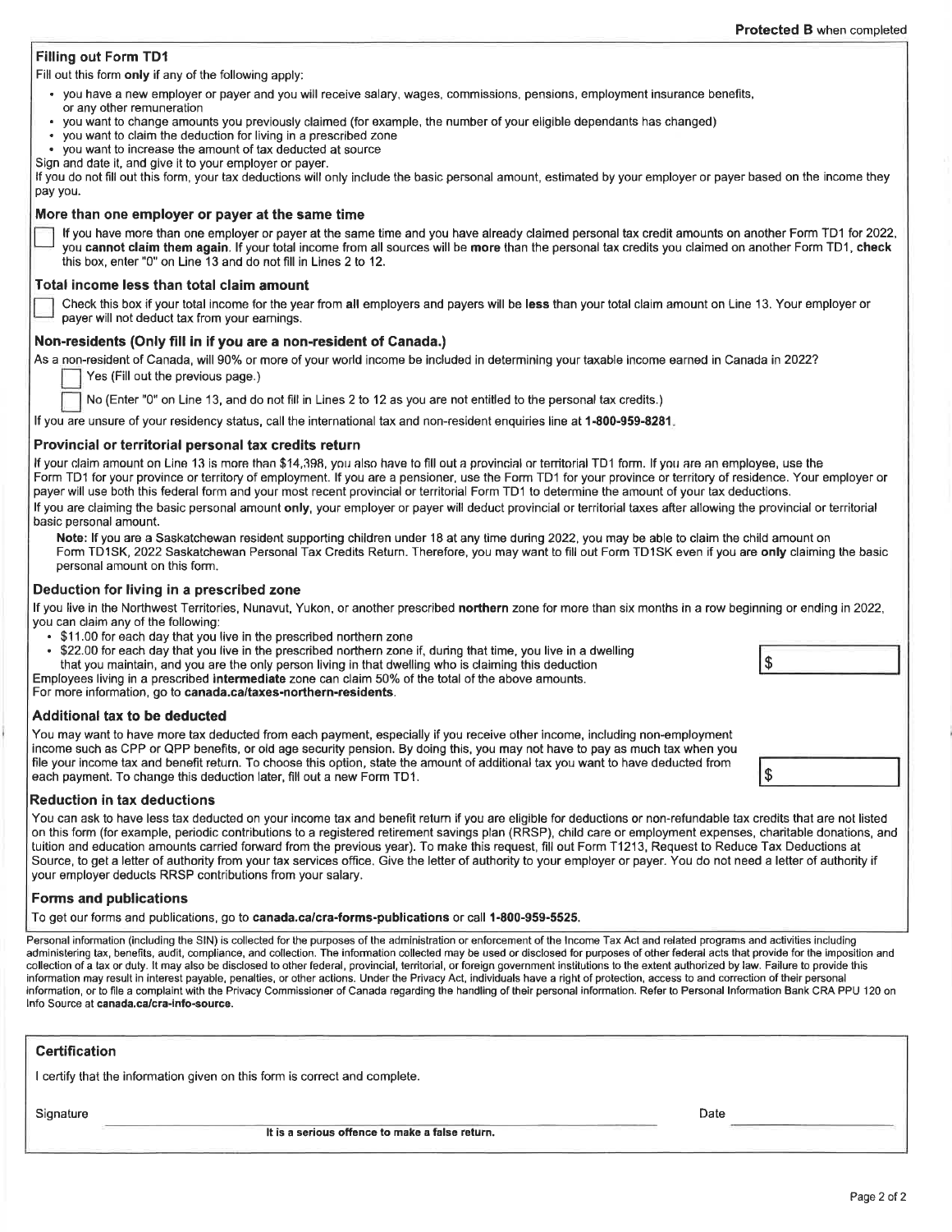**Protected B** when completed

## Filling out Form TD1

Fill out this form **only** if any of the following apply:

- you have a new employer or payer and you will receive salary, wages, commissions, pensions, employment insurance benefits, or any other remuneration
- you want to change amounts you previously claimed (for example, the number of your eligible dependants has changed)
- you want to claim the deduction for living in a prescribed zone
- you want to increase the amount of tax deducted at source

Sign and date it, and give it to your employer or payer.

If you do not fill out this form, your tax deductions will only include the basic personal amount, estimated by your employer or payer based on the income they pay you.

### More than one employer or payer at the same time

☐ If you have more than one employer or payer at the same time and you have already claimed personal tax credit amounts on another Form TD1 for 2022, you **cannot claim them again**. If your total income from all sources will be **more** than the personal tax credits you claimed on another Form TD1, **check** this box, enter "0" on Line 13 and do not fill in Lines 2 to 12.

### Total income less than total claim amount

☐ Check this box if your total income for the year from **all** employers and payers will be **less** than your total claim amount on Line 13. Your employer or payer will not deduct tax from your earnings.

### Non-residents (Only fill in if you are a non-resident of Canada.)

As a non-resident of Canada, will 90% or more of your world income be included in determining your taxable income earned in Canada in 2022?

☐ Yes (Fill out the previous page.)

☐ No (Enter "0" on Line 13, and do not fill in Lines 2 to 12 as you are not entitled to the personal tax credits.)

If you are unsure of your residency status, call the international tax and non-resident enquiries line at **1-800-959-8281**.

### Provincial or territorial personal tax credits return

If your claim amount on Line 13 is more than $14,398, you also have to fill out a provincial or territorial TD1 form. If you are an employee, use the Form TD1 for your province or territory of employment. If you are a pensioner, use the Form TD1 for your province or territory of residence. Your employer or payer will use both this federal form and your most recent provincial or territorial Form TD1 to determine the amount of your tax deductions.

If you are claiming the basic personal amount **only**, your employer or payer will deduct provincial or territorial taxes after allowing the provincial or territorial basic personal amount.

**Note:** If you are a Saskatchewan resident supporting children under 18 at any time during 2022, you may be able to claim the child amount on Form TD1SK, 2022 Saskatchewan Personal Tax Credits Return. Therefore, you may want to fill out Form TD1SK even if you are **only** claiming the basic personal amount on this form.

### Deduction for living in a prescribed zone

If you live in the Northwest Territories, Nunavut, Yukon, or another prescribed **northern** zone for more than six months in a row beginning or ending in 2022, you can claim any of the following:

- $11.00 for each day that you live in the prescribed northern zone
- $22.00 for each day that you live in the prescribed northern zone if, during that time, you live in a dwelling that you maintain, and you are the only person living in that dwelling who is claiming this deduction

$ ______

Employees living in a prescribed **intermediate** zone can claim 50% of the total of the above amounts.

For more information, go to **canada.ca/taxes-northern-residents**.

### Additional tax to be deducted

You may want to have more tax deducted from each payment, especially if you receive other income, including non-employment income such as CPP or QPP benefits, or old age security pension. By doing this, you may not have to pay as much tax when you file your income tax and benefit return. To choose this option, state the amount of additional tax you want to have deducted from each payment. To change this deduction later, fill out a new Form TD1.

$ ______

### Reduction in tax deductions

You can ask to have less tax deducted on your income tax and benefit return if you are eligible for deductions or non-refundable tax credits that are not listed on this form (for example, periodic contributions to a registered retirement savings plan (RRSP), child care or employment expenses, charitable donations, and tuition and education amounts carried forward from the previous year). To make this request, fill out Form T1213, Request to Reduce Tax Deductions at Source, to get a letter of authority from your tax services office. Give the letter of authority to your employer or payer. You do not need a letter of authority if your employer deducts RRSP contributions from your salary.

### Forms and publications

To get our forms and publications, go to **canada.ca/cra-forms-publications** or call **1-800-959-5525**.

Personal information (including the SIN) is collected for the purposes of the administration or enforcement of the Income Tax Act and related programs and activities including administering tax, benefits, audit, compliance, and collection. The information collected may be used or disclosed for purposes of other federal acts that provide for the imposition and collection of a tax or duty. It may also be disclosed to other federal, provincial, territorial, or foreign government institutions to the extent authorized by law. Failure to provide this information may result in interest payable, penalties, or other actions. Under the Privacy Act, individuals have a right of protection, access to and correction of their personal information, or to file a complaint with the Privacy Commissioner of Canada regarding the handling of their personal information. Refer to Personal Information Bank CRA PPU 120 on Info Source at **canada.ca/cra-info-source**.

## Certification

I certify that the information given on this form is correct and complete.

Signature ______________________ Date ______________

**It is a serious offence to make a false return.**